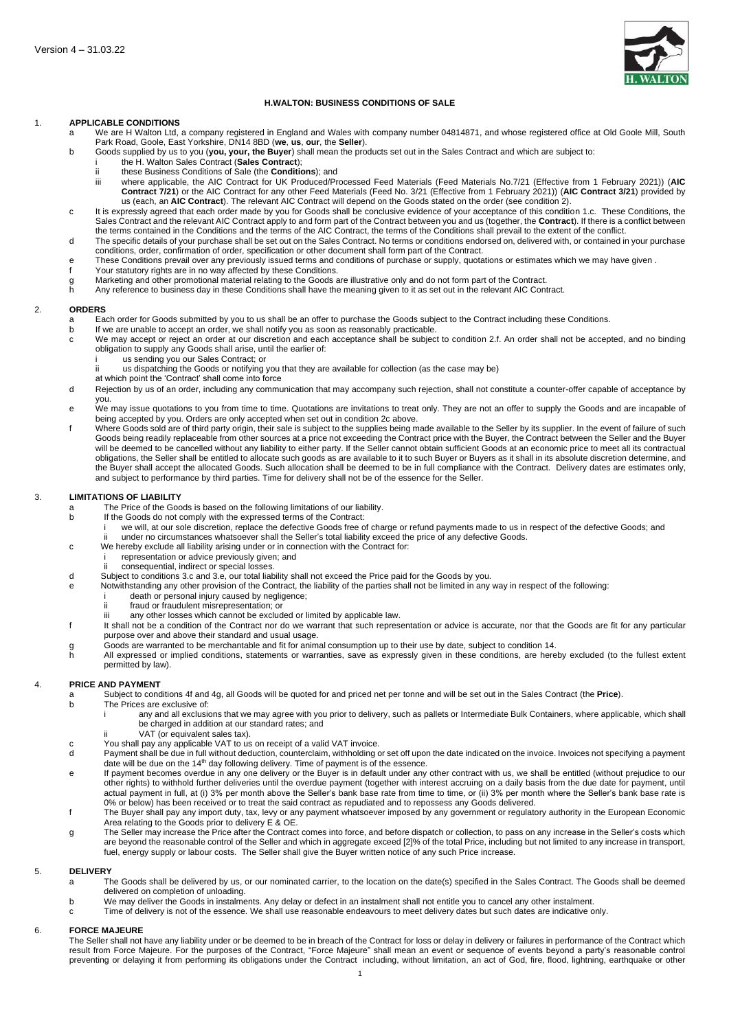Version 4 – 31.03.22

# H.WALTON: BUSINESS CONDITIONS OF SALE

## 1. APPLICABLE CONDITIONS

a. We are H Walton Ltd, a company registered in England and Wales with company number 04814871, and whose registered office at Old Goole Mill, South Park Road, Goole, East Yorkshire, DN14 8BD (**we**, **us**, **our**, the **Seller**).

b. Goods supplied by us to you (**you, your, the Buyer**) shall mean the products set out in the Sales Contract and which are subject to:
   - i. the H. Walton Sales Contract (**Sales Contract**);
   - ii. these Business Conditions of Sale (the **Conditions**); and
   - iii. where applicable, the AIC Contract for UK Produced/Processed Feed Materials (Feed Materials No.7/21 (Effective from 1 February 2021)) (**AIC Contract 7/21**) or the AIC Contract for any other Feed Materials (Feed No. 3/21 (Effective from 1 February 2021)) (**AIC Contract 3/21**) provided by us (each, an **AIC Contract**). The relevant AIC Contract will depend on the Goods stated on the order (see condition 2).

c. It is expressly agreed that each order made by you for Goods shall be conclusive evidence of your acceptance of this condition 1.c. These Conditions, the Sales Contract and the relevant AIC Contract apply to and form part of the Contract between you and us (together, the **Contract**). If there is a conflict between the terms contained in the Conditions and the terms of the AIC Contract, the terms of the Conditions shall prevail to the extent of the conflict.

d. The specific details of your purchase shall be set out on the Sales Contract. No terms or conditions endorsed on, delivered with, or contained in your purchase conditions, order, confirmation of order, specification or other document shall form part of the Contract.

e. These Conditions prevail over any previously issued terms and conditions of purchase or supply, quotations or estimates which we may have given .

f. Your statutory rights are in no way affected by these Conditions.

g. Marketing and other promotional material relating to the Goods are illustrative only and do not form part of the Contract.

h. Any reference to business day in these Conditions shall have the meaning given to it as set out in the relevant AIC Contract.

## 2. ORDERS

a. Each order for Goods submitted by you to us shall be an offer to purchase the Goods subject to the Contract including these Conditions.

b. If we are unable to accept an order, we shall notify you as soon as reasonably practicable.

c. We may accept or reject an order at our discretion and each acceptance shall be subject to condition 2.f. An order shall not be accepted, and no binding obligation to supply any Goods shall arise, until the earlier of:
   - i. us sending you our Sales Contract; or
   - ii. us dispatching the Goods or notifying you that they are available for collection (as the case may be)

   at which point the 'Contract' shall come into force

d. Rejection by us of an order, including any communication that may accompany such rejection, shall not constitute a counter-offer capable of acceptance by you.

e. We may issue quotations to you from time to time. Quotations are invitations to treat only. They are not an offer to supply the Goods and are incapable of being accepted by you. Orders are only accepted when set out in condition 2c above.

f. Where Goods sold are of third party origin, their sale is subject to the supplies being made available to the Seller by its supplier. In the event of failure of such Goods being readily replaceable from other sources at a price not exceeding the Contract price with the Buyer, the Contract between the Seller and the Buyer will be deemed to be cancelled without any liability to either party. If the Seller cannot obtain sufficient Goods at an economic price to meet all its contractual obligations, the Seller shall be entitled to allocate such goods as are available to it to such Buyer or Buyers as it shall in its absolute discretion determine, and the Buyer shall accept the allocated Goods. Such allocation shall be deemed to be in full compliance with the Contract. Delivery dates are estimates only, and subject to performance by third parties. Time for delivery shall not be of the essence for the Seller.

## 3. LIMITATIONS OF LIABILITY

a. The Price of the Goods is based on the following limitations of our liability.

b. If the Goods do not comply with the expressed terms of the Contract:
   - i. we will, at our sole discretion, replace the defective Goods free of charge or refund payments made to us in respect of the defective Goods; and
   - ii. under no circumstances whatsoever shall the Seller's total liability exceed the price of any defective Goods.

c. We hereby exclude all liability arising under or in connection with the Contract for:
   - i. representation or advice previously given; and
   - ii. consequential, indirect or special losses.

d. Subject to conditions 3.c and 3.e, our total liability shall not exceed the Price paid for the Goods by you.

e. Notwithstanding any other provision of the Contract, the liability of the parties shall not be limited in any way in respect of the following:
   - i. death or personal injury caused by negligence;
   - ii. fraud or fraudulent misrepresentation; or
   - iii. any other losses which cannot be excluded or limited by applicable law.

f. It shall not be a condition of the Contract nor do we warrant that such representation or advice is accurate, nor that the Goods are fit for any particular purpose over and above their standard and usual usage.

g. Goods are warranted to be merchantable and fit for animal consumption up to their use by date, subject to condition 14.

h. All expressed or implied conditions, statements or warranties, save as expressly given in these conditions, are hereby excluded (to the fullest extent permitted by law).

## 4. PRICE AND PAYMENT

a. Subject to conditions 4f and 4g, all Goods will be quoted for and priced net per tonne and will be set out in the Sales Contract (the **Price**).

b. The Prices are exclusive of:
   - i. any and all exclusions that we may agree with you prior to delivery, such as pallets or Intermediate Bulk Containers, where applicable, which shall be charged in addition at our standard rates; and
   - ii. VAT (or equivalent sales tax).

c. You shall pay any applicable VAT to us on receipt of a valid VAT invoice.

d. Payment shall be due in full without deduction, counterclaim, withholding or set off upon the date indicated on the invoice. Invoices not specifying a payment date will be due on the 14th day following delivery. Time of payment is of the essence.

e. If payment becomes overdue in any one delivery or the Buyer is in default under any other contract with us, we shall be entitled (without prejudice to our other rights) to withhold further deliveries until the overdue payment (together with interest accruing on a daily basis from the due date for payment, until actual payment in full, at (i) 3% per month above the Seller's bank base rate from time to time, or (ii) 3% per month where the Seller's bank base rate is 0% or below) has been received or to treat the said contract as repudiated and to repossess any Goods delivered.

f. The Buyer shall pay any import duty, tax, levy or any payment whatsoever imposed by any government or regulatory authority in the European Economic Area relating to the Goods prior to delivery E & OE.

g. The Seller may increase the Price after the Contract comes into force, and before dispatch or collection, to pass on any increase in the Seller's costs which are beyond the reasonable control of the Seller and which in aggregate exceed [2]% of the total Price, including but not limited to any increase in transport, fuel, energy supply or labour costs. The Seller shall give the Buyer written notice of any such Price increase.

## 5. DELIVERY

a. The Goods shall be delivered by us, or our nominated carrier, to the location on the date(s) specified in the Sales Contract. The Goods shall be deemed delivered on completion of unloading.

b. We may deliver the Goods in instalments. Any delay or defect in an instalment shall not entitle you to cancel any other instalment.

c. Time of delivery is not of the essence. We shall use reasonable endeavours to meet delivery dates but such dates are indicative only.

## 6. FORCE MAJEURE

The Seller shall not have any liability under or be deemed to be in breach of the Contract for loss or delay in delivery or failures in performance of the Contract which result from Force Majeure. For the purposes of the Contract, "Force Majeure" shall mean an event or sequence of events beyond a party's reasonable control preventing or delaying it from performing its obligations under the Contract including, without limitation, an act of God, fire, flood, lightning, earthquake or other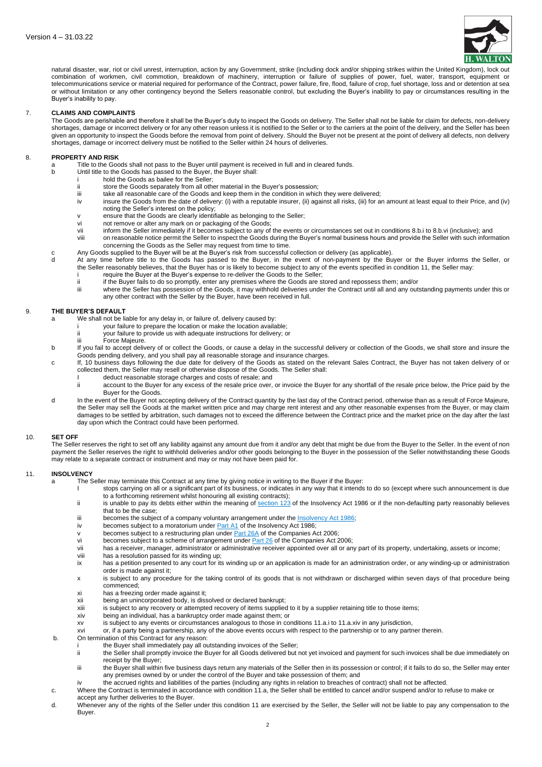natural disaster, war, riot or civil unrest, interruption, action by any Government, strike (including dock and/or shipping strikes within the United Kingdom), lock out combination of workmen, civil commotion, breakdown of machinery, interruption or failure of supplies of power, fuel, water, transport, equipment or telecommunications service or material required for performance of the Contract, power failure, fire, flood, failure of crop, fuel shortage, loss and or detention at sea or without limitation or any other contingency beyond the Sellers reasonable control, but excluding the Buyer's inability to pay or circumstances resulting in the Buyer's inability to pay.

## 7. CLAIMS AND COMPLAINTS

The Goods are perishable and therefore it shall be the Buyer's duty to inspect the Goods on delivery. The Seller shall not be liable for claim for defects, non-delivery shortages, damage or incorrect delivery or for any other reason unless it is notified to the Seller or to the carriers at the point of the delivery, and the Seller has been given an opportunity to inspect the Goods before the removal from point of delivery. Should the Buyer not be present at the point of delivery all defects, non delivery shortages, damage or incorrect delivery must be notified to the Seller within 24 hours of deliveries.

## 8. PROPERTY AND RISK

a Title to the Goods shall not pass to the Buyer until payment is received in full and in cleared funds.

b Until title to the Goods has passed to the Buyer, the Buyer shall:

- i hold the Goods as bailee for the Seller;
- ii store the Goods separately from all other material in the Buyer's possession;
- iii take all reasonable care of the Goods and keep them in the condition in which they were delivered;
- iv insure the Goods from the date of delivery: (i) with a reputable insurer, (ii) against all risks, (iii) for an amount at least equal to their Price, and (iv) noting the Seller's interest on the policy;
- v ensure that the Goods are clearly identifiable as belonging to the Seller;
- vi not remove or alter any mark on or packaging of the Goods;
- vii inform the Seller immediately if it becomes subject to any of the events or circumstances set out in conditions 8.b.i to 8.b.vi (inclusive); and
- viii on reasonable notice permit the Seller to inspect the Goods during the Buyer's normal business hours and provide the Seller with such information concerning the Goods as the Seller may request from time to time.

c Any Goods supplied to the Buyer will be at the Buyer's risk from successful collection or delivery (as applicable).

d At any time before title to the Goods has passed to the Buyer, in the event of non-payment by the Buyer or the Buyer informs the Seller, or the Seller reasonably believes, that the Buyer has or is likely to become subject to any of the events specified in condition 11, the Seller may:

- i require the Buyer at the Buyer's expense to re-deliver the Goods to the Seller;
- ii if the Buyer fails to do so promptly, enter any premises where the Goods are stored and repossess them; and/or
- iii where the Seller has possession of the Goods, it may withhold deliveries under the Contract until all and any outstanding payments under this or any other contract with the Seller by the Buyer, have been received in full.

## 9. THE BUYER'S DEFAULT

a We shall not be liable for any delay in, or failure of, delivery caused by:

- i your failure to prepare the location or make the location available;
- ii your failure to provide us with adequate instructions for delivery; or
- iii Force Majeure.

b If you fail to accept delivery of or collect the Goods, or cause a delay in the successful delivery or collection of the Goods, we shall store and insure the Goods pending delivery, and you shall pay all reasonable storage and insurance charges.

c If, 10 business days following the due date for delivery of the Goods as stated on the relevant Sales Contract, the Buyer has not taken delivery of or collected them, the Seller may resell or otherwise dispose of the Goods. The Seller shall:

- I deduct reasonable storage charges and costs of resale; and
- ii account to the Buyer for any excess of the resale price over, or invoice the Buyer for any shortfall of the resale price below, the Price paid by the Buyer for the Goods.

d In the event of the Buyer not accepting delivery of the Contract quantity by the last day of the Contract period, otherwise than as a result of Force Majeure, the Seller may sell the Goods at the market written price and may charge rent interest and any other reasonable expenses from the Buyer, or may claim damages to be settled by arbitration, such damages not to exceed the difference between the Contract price and the market price on the day after the last day upon which the Contract could have been performed.

## 10. SET OFF

The Seller reserves the right to set off any liability against any amount due from it and/or any debt that might be due from the Buyer to the Seller. In the event of non payment the Seller reserves the right to withhold deliveries and/or other goods belonging to the Buyer in the possession of the Seller notwithstanding these Goods may relate to a separate contract or instrument and may or may not have been paid for.

## 11. INSOLVENCY

a The Seller may terminate this Contract at any time by giving notice in writing to the Buyer if the Buyer:

- I stops carrying on all or a significant part of its business, or indicates in any way that it intends to do so (except where such announcement is due to a forthcoming retirement whilst honouring all existing contracts);
- ii is unable to pay its debts either within the meaning of section 123 of the Insolvency Act 1986 or if the non-defaulting party reasonably believes that to be the case;
- iii becomes the subject of a company voluntary arrangement under the Insolvency Act 1986;
- iv becomes subject to a moratorium under Part A1 of the Insolvency Act 1986;
- v becomes subject to a restructuring plan under Part 26A of the Companies Act 2006;
- vi becomes subject to a scheme of arrangement under Part 26 of the Companies Act 2006;
- vii has a receiver, manager, administrator or administrative receiver appointed over all or any part of its property, undertaking, assets or income;
- viii has a resolution passed for its winding up;
- ix has a petition presented to any court for its winding up or an application is made for an administration order, or any winding-up or administration order is made against it;
- x is subject to any procedure for the taking control of its goods that is not withdrawn or discharged within seven days of that procedure being commenced;
- xi has a freezing order made against it;
- xii being an unincorporated body, is dissolved or declared bankrupt;
- xiii is subject to any recovery or attempted recovery of items supplied to it by a supplier retaining title to those items;
- xiv being an individual, has a bankruptcy order made against them; or
- xv is subject to any events or circumstances analogous to those in conditions 11.a.i to 11.a.xiv in any jurisdiction,
- xvi or, if a party being a partnership, any of the above events occurs with respect to the partnership or to any partner therein.

b. On termination of this Contract for any reason:

- i the Buyer shall immediately pay all outstanding invoices of the Seller;
- ii the Seller shall promptly invoice the Buyer for all Goods delivered but not yet invoiced and payment for such invoices shall be due immediately on receipt by the Buyer;
- iii the Buyer shall within five business days return any materials of the Seller then in its possession or control; if it fails to do so, the Seller may enter any premises owned by or under the control of the Buyer and take possession of them; and
- iv the accrued rights and liabilities of the parties (including any rights in relation to breaches of contract) shall not be affected.

c. Where the Contract is terminated in accordance with condition 11.a, the Seller shall be entitled to cancel and/or suspend and/or to refuse to make or accept any further deliveries to the Buyer.

d. Whenever any of the rights of the Seller under this condition 11 are exercised by the Seller, the Seller will not be liable to pay any compensation to the Buyer.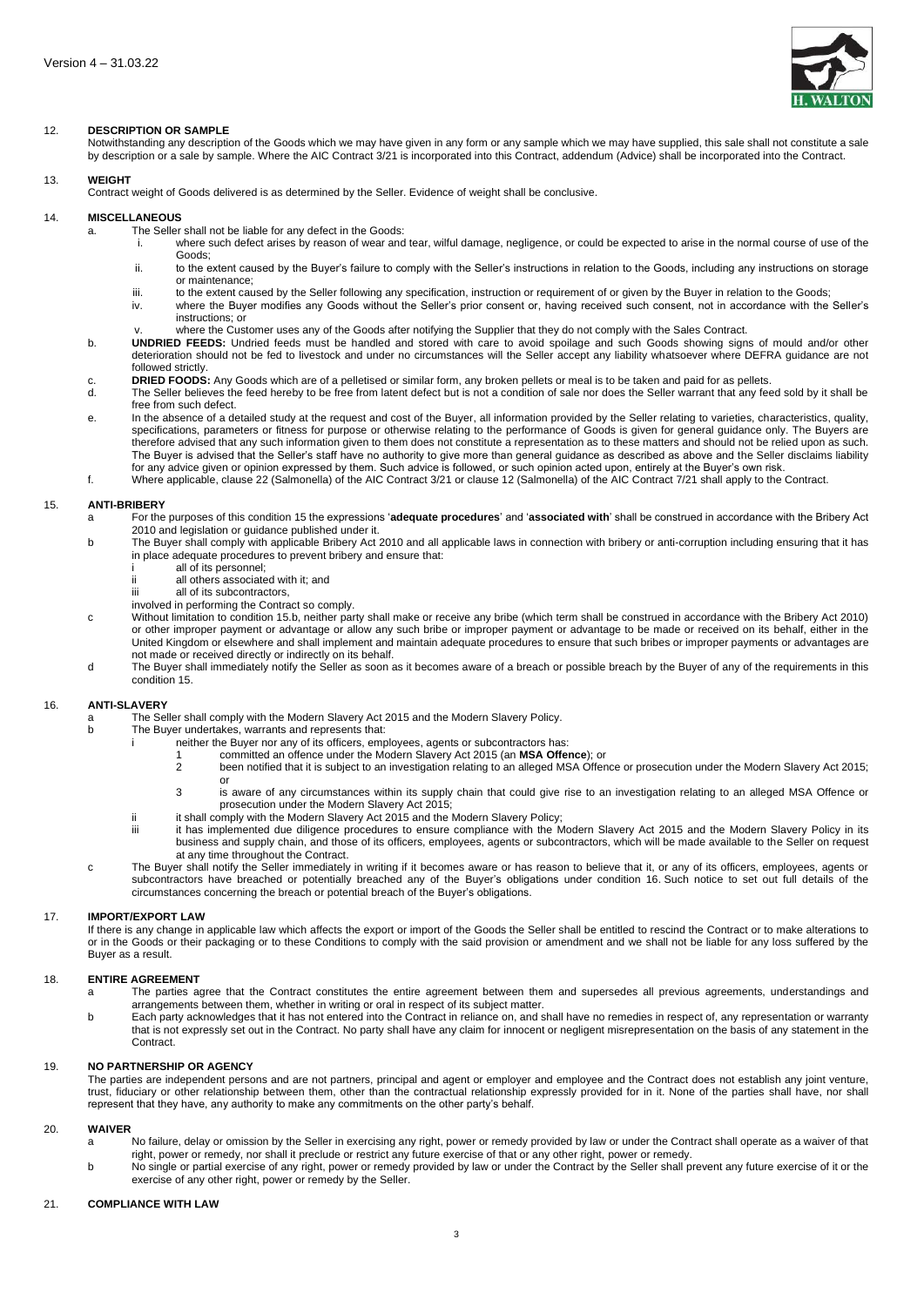## 12. DESCRIPTION OR SAMPLE

Notwithstanding any description of the Goods which we may have given in any form or any sample which we may have supplied, this sale shall not constitute a sale by description or a sale by sample. Where the AIC Contract 3/21 is incorporated into this Contract, addendum (Advice) shall be incorporated into the Contract.

## 13. WEIGHT

Contract weight of Goods delivered is as determined by the Seller. Evidence of weight shall be conclusive.

## 14. MISCELLANEOUS

a. The Seller shall not be liable for any defect in the Goods:
   - i. where such defect arises by reason of wear and tear, wilful damage, negligence, or could be expected to arise in the normal course of use of the Goods;
   - ii. to the extent caused by the Buyer's failure to comply with the Seller's instructions in relation to the Goods, including any instructions on storage or maintenance;
   - iii. to the extent caused by the Seller following any specification, instruction or requirement of or given by the Buyer in relation to the Goods;
   - iv. where the Buyer modifies any Goods without the Seller's prior consent or, having received such consent, not in accordance with the Seller's instructions; or
   - v. where the Customer uses any of the Goods after notifying the Supplier that they do not comply with the Sales Contract.

b. **UNDRIED FEEDS:** Undried feeds must be handled and stored with care to avoid spoilage and such Goods showing signs of mould and/or other deterioration should not be fed to livestock and under no circumstances will the Seller accept any liability whatsoever where DEFRA guidance are not followed strictly.

c. **DRIED FOODS:** Any Goods which are of a pelletised or similar form, any broken pellets or meal is to be taken and paid for as pellets.

d. The Seller believes the feed hereby to be free from latent defect but is not a condition of sale nor does the Seller warrant that any feed sold by it shall be free from such defect.

e. In the absence of a detailed study at the request and cost of the Buyer, all information provided by the Seller relating to varieties, characteristics, quality, specifications, parameters or fitness for purpose or otherwise relating to the performance of Goods is given for general guidance only. The Buyers are therefore advised that any such information given to them does not constitute a representation as to these matters and should not be relied upon as such. The Buyer is advised that the Seller's staff have no authority to give more than general guidance as described as above and the Seller disclaims liability for any advice given or opinion expressed by them. Such advice is followed, or such opinion acted upon, entirely at the Buyer's own risk.

f. Where applicable, clause 22 (Salmonella) of the AIC Contract 3/21 or clause 12 (Salmonella) of the AIC Contract 7/21 shall apply to the Contract.

## 15. ANTI-BRIBERY

a For the purposes of this condition 15 the expressions '**adequate procedures**' and '**associated with**' shall be construed in accordance with the Bribery Act 2010 and legislation or guidance published under it.

b The Buyer shall comply with applicable Bribery Act 2010 and all applicable laws in connection with bribery or anti-corruption including ensuring that it has in place adequate procedures to prevent bribery and ensure that:
   - i all of its personnel;
   - ii all others associated with it; and
   - iii all of its subcontractors,

   involved in performing the Contract so comply.

c Without limitation to condition 15.b, neither party shall make or receive any bribe (which term shall be construed in accordance with the Bribery Act 2010) or other improper payment or advantage or allow any such bribe or improper payment or advantage to be made or received on its behalf, either in the United Kingdom or elsewhere and shall implement and maintain adequate procedures to ensure that such bribes or improper payments or advantages are not made or received directly or indirectly on its behalf.

d The Buyer shall immediately notify the Seller as soon as it becomes aware of a breach or possible breach by the Buyer of any of the requirements in this condition 15.

## 16. ANTI-SLAVERY

a The Seller shall comply with the Modern Slavery Act 2015 and the Modern Slavery Policy.

b The Buyer undertakes, warrants and represents that:
   - i neither the Buyer nor any of its officers, employees, agents or subcontractors has:
     1. committed an offence under the Modern Slavery Act 2015 (an **MSA Offence**); or
     2. been notified that it is subject to an investigation relating to an alleged MSA Offence or prosecution under the Modern Slavery Act 2015; or
     3. is aware of any circumstances within its supply chain that could give rise to an investigation relating to an alleged MSA Offence or prosecution under the Modern Slavery Act 2015;
   - ii it shall comply with the Modern Slavery Act 2015 and the Modern Slavery Policy;
   - iii it has implemented due diligence procedures to ensure compliance with the Modern Slavery Act 2015 and the Modern Slavery Policy in its business and supply chain, and those of its officers, employees, agents or subcontractors, which will be made available to the Seller on request at any time throughout the Contract.

c The Buyer shall notify the Seller immediately in writing if it becomes aware or has reason to believe that it, or any of its officers, employees, agents or subcontractors have breached or potentially breached any of the Buyer's obligations under condition 16. Such notice to set out full details of the circumstances concerning the breach or potential breach of the Buyer's obligations.

## 17. IMPORT/EXPORT LAW

If there is any change in applicable law which affects the export or import of the Goods the Seller shall be entitled to rescind the Contract or to make alterations to or in the Goods or their packaging or to these Conditions to comply with the said provision or amendment and we shall not be liable for any loss suffered by the Buyer as a result.

## 18. ENTIRE AGREEMENT

a The parties agree that the Contract constitutes the entire agreement between them and supersedes all previous agreements, understandings and arrangements between them, whether in writing or oral in respect of its subject matter.

b Each party acknowledges that it has not entered into the Contract in reliance on, and shall have no remedies in respect of, any representation or warranty that is not expressly set out in the Contract. No party shall have any claim for innocent or negligent misrepresentation on the basis of any statement in the Contract.

## 19. NO PARTNERSHIP OR AGENCY

The parties are independent persons and are not partners, principal and agent or employer and employee and the Contract does not establish any joint venture, trust, fiduciary or other relationship between them, other than the contractual relationship expressly provided for in it. None of the parties shall have, nor shall represent that they have, any authority to make any commitments on the other party's behalf.

## 20. WAIVER

a No failure, delay or omission by the Seller in exercising any right, power or remedy provided by law or under the Contract shall operate as a waiver of that right, power or remedy, nor shall it preclude or restrict any future exercise of that or any other right, power or remedy.

b No single or partial exercise of any right, power or remedy provided by law or under the Contract by the Seller shall prevent any future exercise of it or the exercise of any other right, power or remedy by the Seller.

## 21. COMPLIANCE WITH LAW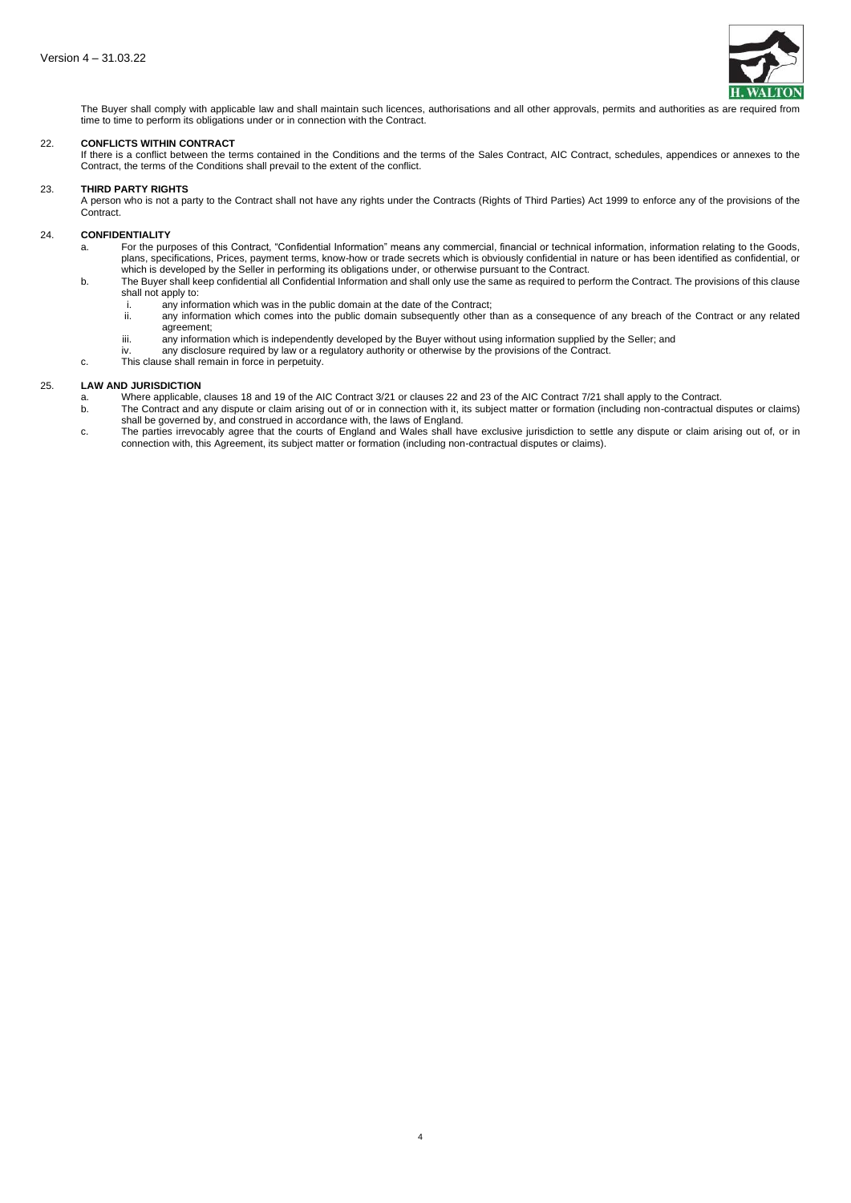The Buyer shall comply with applicable law and shall maintain such licences, authorisations and all other approvals, permits and authorities as are required from time to time to perform its obligations under or in connection with the Contract.

## 22. CONFLICTS WITHIN CONTRACT

If there is a conflict between the terms contained in the Conditions and the terms of the Sales Contract, AIC Contract, schedules, appendices or annexes to the Contract, the terms of the Conditions shall prevail to the extent of the conflict.

## 23. THIRD PARTY RIGHTS

A person who is not a party to the Contract shall not have any rights under the Contracts (Rights of Third Parties) Act 1999 to enforce any of the provisions of the Contract.

## 24. CONFIDENTIALITY

a. For the purposes of this Contract, "Confidential Information" means any commercial, financial or technical information, information relating to the Goods, plans, specifications, Prices, payment terms, know-how or trade secrets which is obviously confidential in nature or has been identified as confidential, or which is developed by the Seller in performing its obligations under, or otherwise pursuant to the Contract.

b. The Buyer shall keep confidential all Confidential Information and shall only use the same as required to perform the Contract. The provisions of this clause shall not apply to:

   i. any information which was in the public domain at the date of the Contract;
   ii. any information which comes into the public domain subsequently other than as a consequence of any breach of the Contract or any related agreement;
   iii. any information which is independently developed by the Buyer without using information supplied by the Seller; and
   iv. any disclosure required by law or a regulatory authority or otherwise by the provisions of the Contract.

c. This clause shall remain in force in perpetuity.

## 25. LAW AND JURISDICTION

a. Where applicable, clauses 18 and 19 of the AIC Contract 3/21 or clauses 22 and 23 of the AIC Contract 7/21 shall apply to the Contract.

b. The Contract and any dispute or claim arising out of or in connection with it, its subject matter or formation (including non-contractual disputes or claims) shall be governed by, and construed in accordance with, the laws of England.

c. The parties irrevocably agree that the courts of England and Wales shall have exclusive jurisdiction to settle any dispute or claim arising out of, or in connection with, this Agreement, its subject matter or formation (including non-contractual disputes or claims).